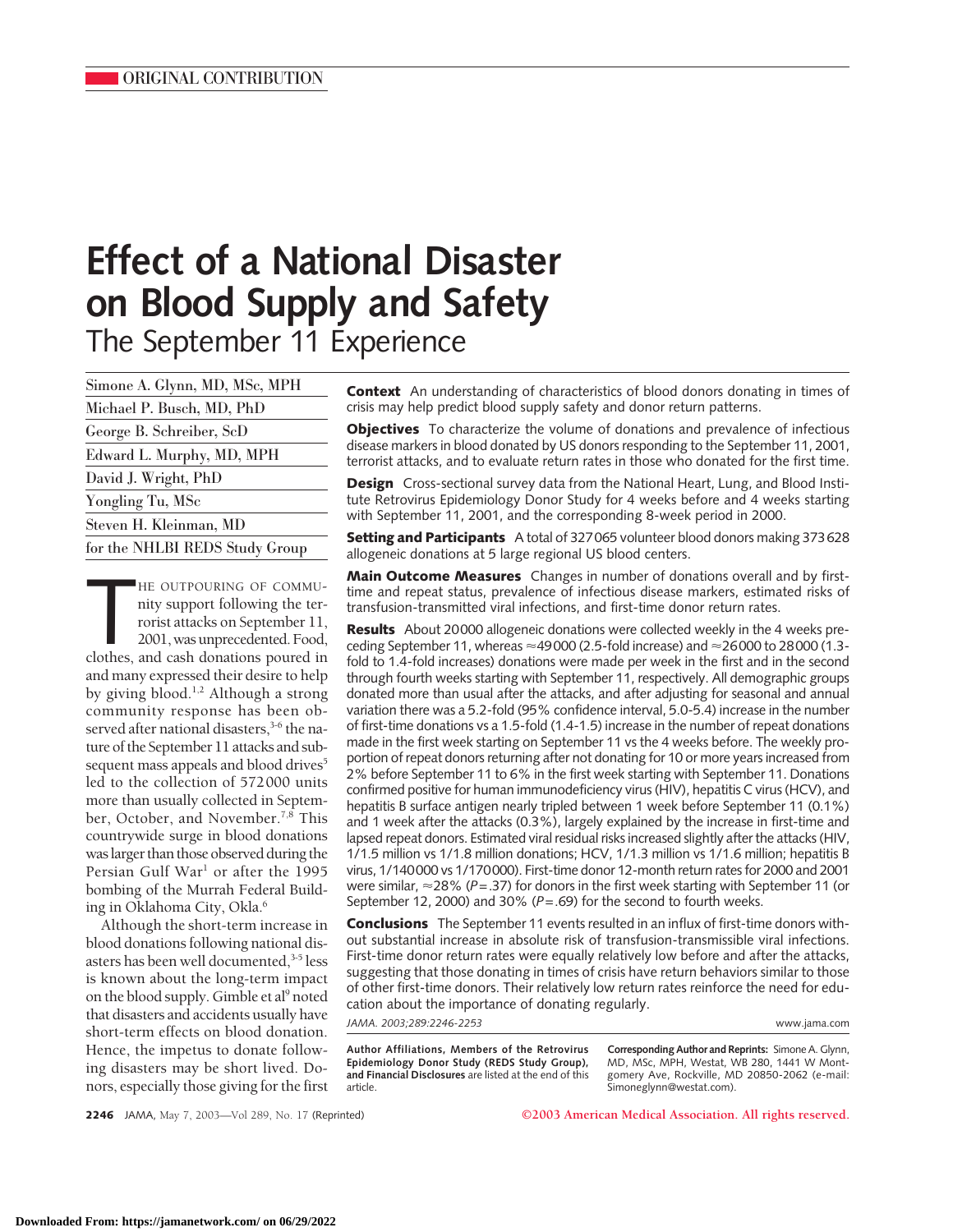ORIGINAL CONTRIBUTION

# Effect of a National Disaster on Blood Supply and Safety
## The September 11 Experience

Simone A. Glynn, MD, MSc, MPH
Michael P. Busch, MD, PhD
George B. Schreiber, ScD
Edward L. Murphy, MD, MPH
David J. Wright, PhD
Yongling Tu, MSc
Steven H. Kleinman, MD
for the NHLBI REDS Study Group

**Context** An understanding of characteristics of blood donors donating in times of crisis may help predict blood supply safety and donor return patterns.

**Objectives** To characterize the volume of donations and prevalence of infectious disease markers in blood donated by US donors responding to the September 11, 2001, terrorist attacks, and to evaluate return rates in those who donated for the first time.

**Design** Cross-sectional survey data from the National Heart, Lung, and Blood Institute Retrovirus Epidemiology Donor Study for 4 weeks before and 4 weeks starting with September 11, 2001, and the corresponding 8-week period in 2000.

**Setting and Participants** A total of 327 065 volunteer blood donors making 373 628 allogeneic donations at 5 large regional US blood centers.

**Main Outcome Measures** Changes in number of donations overall and by first-time and repeat status, prevalence of infectious disease markers, estimated risks of transfusion-transmitted viral infections, and first-time donor return rates.

**Results** About 20 000 allogeneic donations were collected weekly in the 4 weeks preceding September 11, whereas ≈49 000 (2.5-fold increase) and ≈26 000 to 28 000 (1.3-fold to 1.4-fold increases) donations were made per week in the first and in the second through fourth weeks starting with September 11, respectively. All demographic groups donated more than usual after the attacks, and after adjusting for seasonal and annual variation there was a 5.2-fold (95% confidence interval, 5.0-5.4) increase in the number of first-time donations vs a 1.5-fold (1.4-1.5) increase in the number of repeat donations made in the first week starting on September 11 vs the 4 weeks before. The weekly proportion of repeat donors returning after not donating for 10 or more years increased from 2% before September 11 to 6% in the first week starting with September 11. Donations confirmed positive for human immunodeficiency virus (HIV), hepatitis C virus (HCV), and hepatitis B surface antigen nearly tripled between 1 week before September 11 (0.1%) and 1 week after the attacks (0.3%), largely explained by the increase in first-time and lapsed repeat donors. Estimated viral residual risks increased slightly after the attacks (HIV, 1/1.5 million vs 1/1.8 million donations; HCV, 1/1.3 million vs 1/1.6 million; hepatitis B virus, 1/140 000 vs 1/170 000). First-time donor 12-month return rates for 2000 and 2001 were similar, ≈28% ($P=.37$) for donors in the first week starting with September 11 (or September 12, 2000) and 30% ($P=.69$) for the second to fourth weeks.

**Conclusions** The September 11 events resulted in an influx of first-time donors without substantial increase in absolute risk of transfusion-transmissible viral infections. First-time donor return rates were equally relatively low before and after the attacks, suggesting that those donating in times of crisis have return behaviors similar to those of other first-time donors. Their relatively low return rates reinforce the need for education about the importance of donating regularly.

*JAMA. 2003;289:2246-2253* www.jama.com

THE OUTPOURING OF COMMUNITY support following the terrorist attacks on September 11, 2001, was unprecedented. Food, clothes, and cash donations poured in and many expressed their desire to help by giving blood.[1,2] Although a strong community response has been observed after national disasters,[3-6] the nature of the September 11 attacks and subsequent mass appeals and blood drives[5] led to the collection of 572 000 units more than usually collected in September, October, and November.[7,8] This countrywide surge in blood donations was larger than those observed during the Persian Gulf War[1] or after the 1995 bombing of the Murrah Federal Building in Oklahoma City, Okla.[6]

Although the short-term increase in blood donations following national disasters has been well documented,[3-5] less is known about the long-term impact on the blood supply. Gimble et al[9] noted that disasters and accidents usually have short-term effects on blood donation. Hence, the impetus to donate following disasters may be short lived. Donors, especially those giving for the first

**Author Affiliations, Members of the Retrovirus Epidemiology Donor Study (REDS Study Group), and Financial Disclosures** are listed at the end of this article.

**Corresponding Author and Reprints:** Simone A. Glynn, MD, MSc, MPH, Westat, WB 280, 1441 W Montgomery Ave, Rockville, MD 20850-2062 (e-mail: Simoneglynn@westat.com).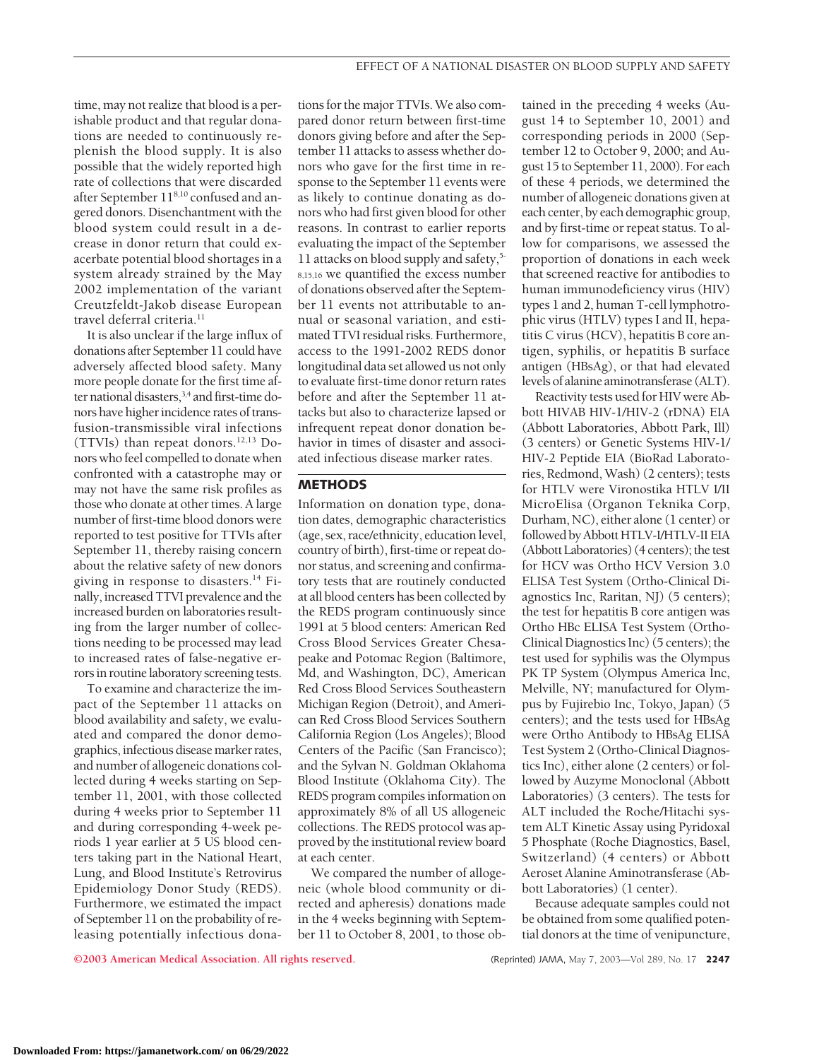time, may not realize that blood is a perishable product and that regular donations are needed to continuously replenish the blood supply. It is also possible that the widely reported high rate of collections that were discarded after September 11[8,10] confused and angered donors. Disenchantment with the blood system could result in a decrease in donor return that could exacerbate potential blood shortages in a system already strained by the May 2002 implementation of the variant Creutzfeldt-Jakob disease European travel deferral criteria.[11]

It is also unclear if the large influx of donations after September 11 could have adversely affected blood safety. Many more people donate for the first time after national disasters,[3,4] and first-time donors have higher incidence rates of transfusion-transmissible viral infections (TTVIs) than repeat donors.[12,13] Donors who feel compelled to donate when confronted with a catastrophe may or may not have the same risk profiles as those who donate at other times. A large number of first-time blood donors were reported to test positive for TTVIs after September 11, thereby raising concern about the relative safety of new donors giving in response to disasters.[14] Finally, increased TTVI prevalence and the increased burden on laboratories resulting from the larger number of collections needing to be processed may lead to increased rates of false-negative errors in routine laboratory screening tests.

To examine and characterize the impact of the September 11 attacks on blood availability and safety, we evaluated and compared the donor demographics, infectious disease marker rates, and number of allogeneic donations collected during 4 weeks starting on September 11, 2001, with those collected during 4 weeks prior to September 11 and during corresponding 4-week periods 1 year earlier at 5 US blood centers taking part in the National Heart, Lung, and Blood Institute's Retrovirus Epidemiology Donor Study (REDS). Furthermore, we estimated the impact of September 11 on the probability of releasing potentially infectious donations for the major TTVIs. We also compared donor return between first-time donors giving before and after the September 11 attacks to assess whether donors who gave for the first time in response to the September 11 events were as likely to continue donating as donors who had first given blood for other reasons. In contrast to earlier reports evaluating the impact of the September 11 attacks on blood supply and safety,[5-8,15,16] we quantified the excess number of donations observed after the September 11 events not attributable to annual or seasonal variation, and estimated TTVI residual risks. Furthermore, access to the 1991-2002 REDS donor longitudinal data set allowed us not only to evaluate first-time donor return rates before and after the September 11 attacks but also to characterize lapsed or infrequent repeat donor donation behavior in times of disaster and associated infectious disease marker rates.

## METHODS

Information on donation type, donation dates, demographic characteristics (age, sex, race/ethnicity, education level, country of birth), first-time or repeat donor status, and screening and confirmatory tests that are routinely conducted at all blood centers has been collected by the REDS program continuously since 1991 at 5 blood centers: American Red Cross Blood Services Greater Chesapeake and Potomac Region (Baltimore, Md, and Washington, DC), American Red Cross Blood Services Southeastern Michigan Region (Detroit), and American Red Cross Blood Services Southern California Region (Los Angeles); Blood Centers of the Pacific (San Francisco); and the Sylvan N. Goldman Oklahoma Blood Institute (Oklahoma City). The REDS program compiles information on approximately 8% of all US allogeneic collections. The REDS protocol was approved by the institutional review board at each center.

We compared the number of allogeneic (whole blood community or directed and apheresis) donations made in the 4 weeks beginning with September 11 to October 8, 2001, to those obtained in the preceding 4 weeks (August 14 to September 10, 2001) and corresponding periods in 2000 (September 12 to October 9, 2000; and August 15 to September 11, 2000). For each of these 4 periods, we determined the number of allogeneic donations given at each center, by each demographic group, and by first-time or repeat status. To allow for comparisons, we assessed the proportion of donations in each week that screened reactive for antibodies to human immunodeficiency virus (HIV) types 1 and 2, human T-cell lymphotrophic virus (HTLV) types I and II, hepatitis C virus (HCV), hepatitis B core antigen, syphilis, or hepatitis B surface antigen (HBsAg), or that had elevated levels of alanine aminotransferase (ALT).

Reactivity tests used for HIV were Abbott HIVAB HIV-1/HIV-2 (rDNA) EIA (Abbott Laboratories, Abbott Park, Ill) (3 centers) or Genetic Systems HIV-1/HIV-2 Peptide EIA (BioRad Laboratories, Redmond, Wash) (2 centers); tests for HTLV were Vironostika HTLV I/II MicroElisa (Organon Teknika Corp, Durham, NC), either alone (1 center) or followed by Abbott HTLV-I/HTLV-II EIA (Abbott Laboratories) (4 centers); the test for HCV was Ortho HCV Version 3.0 ELISA Test System (Ortho-Clinical Diagnostics Inc, Raritan, NJ) (5 centers); the test for hepatitis B core antigen was Ortho HBc ELISA Test System (Ortho-Clinical Diagnostics Inc) (5 centers); the test used for syphilis was the Olympus PK TP System (Olympus America Inc, Melville, NY; manufactured for Olympus by Fujirebio Inc, Tokyo, Japan) (5 centers); and the tests used for HBsAg were Ortho Antibody to HBsAg ELISA Test System 2 (Ortho-Clinical Diagnostics Inc), either alone (2 centers) or followed by Auzyme Monoclonal (Abbott Laboratories) (3 centers). The tests for ALT included the Roche/Hitachi system ALT Kinetic Assay using Pyridoxal 5 Phosphate (Roche Diagnostics, Basel, Switzerland) (4 centers) or Abbott Aeroset Alanine Aminotransferase (Abbott Laboratories) (1 center).

Because adequate samples could not be obtained from some qualified potential donors at the time of venipuncture,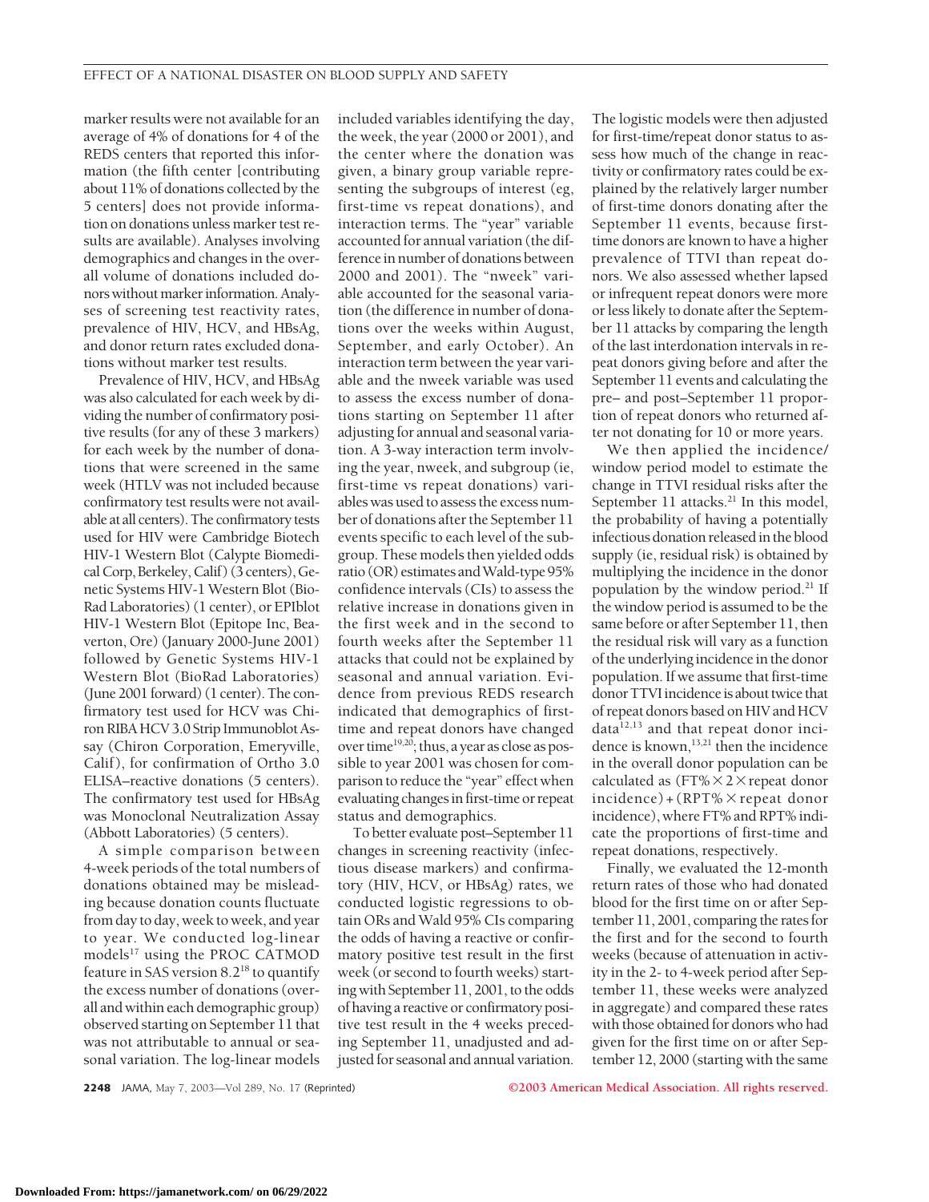marker results were not available for an average of 4% of donations for 4 of the REDS centers that reported this information (the fifth center [contributing about 11% of donations collected by the 5 centers] does not provide information on donations unless marker test results are available). Analyses involving demographics and changes in the overall volume of donations included donors without marker information. Analyses of screening test reactivity rates, prevalence of HIV, HCV, and HBsAg, and donor return rates excluded donations without marker test results.

Prevalence of HIV, HCV, and HBsAg was also calculated for each week by dividing the number of confirmatory positive results (for any of these 3 markers) for each week by the number of donations that were screened in the same week (HTLV was not included because confirmatory test results were not available at all centers). The confirmatory tests used for HIV were Cambridge Biotech HIV-1 Western Blot (Calypte Biomedical Corp, Berkeley, Calif) (3 centers), Genetic Systems HIV-1 Western Blot (Bio-Rad Laboratories) (1 center), or EPIblot HIV-1 Western Blot (Epitope Inc, Beaverton, Ore) (January 2000-June 2001) followed by Genetic Systems HIV-1 Western Blot (BioRad Laboratories) (June 2001 forward) (1 center). The confirmatory test used for HCV was Chiron RIBA HCV 3.0 Strip Immunoblot Assay (Chiron Corporation, Emeryville, Calif), for confirmation of Ortho 3.0 ELISA–reactive donations (5 centers). The confirmatory test used for HBsAg was Monoclonal Neutralization Assay (Abbott Laboratories) (5 centers).

A simple comparison between 4-week periods of the total numbers of donations obtained may be misleading because donation counts fluctuate from day to day, week to week, and year to year. We conducted log-linear models[17] using the PROC CATMOD feature in SAS version 8.2[18] to quantify the excess number of donations (overall and within each demographic group) observed starting on September 11 that was not attributable to annual or seasonal variation. The log-linear models included variables identifying the day, the week, the year (2000 or 2001), and the center where the donation was given, a binary group variable representing the subgroups of interest (eg, first-time vs repeat donations), and interaction terms. The "year" variable accounted for annual variation (the difference in number of donations between 2000 and 2001). The "nweek" variable accounted for the seasonal variation (the difference in number of donations over the weeks within August, September, and early October). An interaction term between the year variable and the nweek variable was used to assess the excess number of donations starting on September 11 after adjusting for annual and seasonal variation. A 3-way interaction term involving the year, nweek, and subgroup (ie, first-time vs repeat donations) variables was used to assess the excess number of donations after the September 11 events specific to each level of the subgroup. These models then yielded odds ratio (OR) estimates and Wald-type 95% confidence intervals (CIs) to assess the relative increase in donations given in the first week and in the second to fourth weeks after the September 11 attacks that could not be explained by seasonal and annual variation. Evidence from previous REDS research indicated that demographics of first-time and repeat donors have changed over time[19,20]; thus, a year as close as possible to year 2001 was chosen for comparison to reduce the "year" effect when evaluating changes in first-time or repeat status and demographics.

To better evaluate post–September 11 changes in screening reactivity (infectious disease markers) and confirmatory (HIV, HCV, or HBsAg) rates, we conducted logistic regressions to obtain ORs and Wald 95% CIs comparing the odds of having a reactive or confirmatory positive test result in the first week (or second to fourth weeks) starting with September 11, 2001, to the odds of having a reactive or confirmatory positive test result in the 4 weeks preceding September 11, unadjusted and adjusted for seasonal and annual variation. The logistic models were then adjusted for first-time/repeat donor status to assess how much of the change in reactivity or confirmatory rates could be explained by the relatively larger number of first-time donors donating after the September 11 events, because first-time donors are known to have a higher prevalence of TTVI than repeat donors. We also assessed whether lapsed or infrequent repeat donors were more or less likely to donate after the September 11 attacks by comparing the length of the last interdonation intervals in repeat donors giving before and after the September 11 events and calculating the pre– and post–September 11 proportion of repeat donors who returned after not donating for 10 or more years.

We then applied the incidence/window period model to estimate the change in TTVI residual risks after the September 11 attacks.[21] In this model, the probability of having a potentially infectious donation released in the blood supply (ie, residual risk) is obtained by multiplying the incidence in the donor population by the window period.[21] If the window period is assumed to be the same before or after September 11, then the residual risk will vary as a function of the underlying incidence in the donor population. If we assume that first-time donor TTVI incidence is about twice that of repeat donors based on HIV and HCV data[12,13] and that repeat donor incidence is known,[13,21] then the incidence in the overall donor population can be calculated as (FT% × 2 × repeat donor incidence) + (RPT% × repeat donor incidence), where FT% and RPT% indicate the proportions of first-time and repeat donations, respectively.

Finally, we evaluated the 12-month return rates of those who had donated blood for the first time on or after September 11, 2001, comparing the rates for the first and for the second to fourth weeks (because of attenuation in activity in the 2- to 4-week period after September 11, these weeks were analyzed in aggregate) and compared these rates with those obtained for donors who had given for the first time on or after September 12, 2000 (starting with the same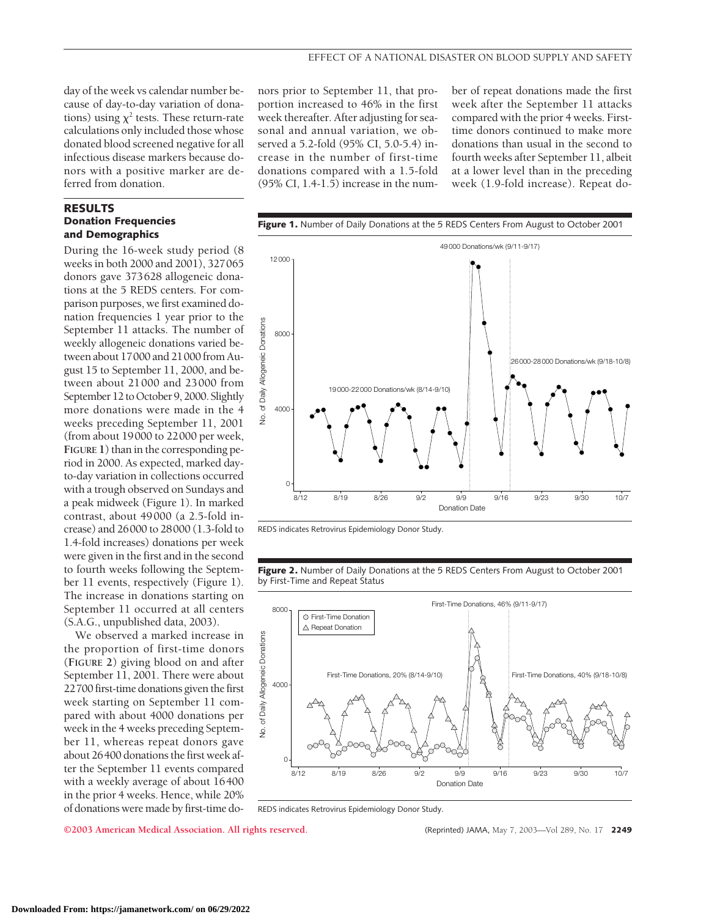day of the week vs calendar number because of day-to-day variation of donations) using $\chi^2$ tests. These return-rate calculations only included those whose donated blood screened negative for all infectious disease markers because donors with a positive marker are deferred from donation.

## RESULTS

### Donation Frequencies and Demographics

During the 16-week study period (8 weeks in both 2000 and 2001), 327065 donors gave 373628 allogeneic donations at the 5 REDS centers. For comparison purposes, we first examined donation frequencies 1 year prior to the September 11 attacks. The number of weekly allogeneic donations varied between about 17000 and 21000 from August 15 to September 11, 2000, and between about 21000 and 23000 from September 12 to October 9, 2000. Slightly more donations were made in the 4 weeks preceding September 11, 2001 (from about 19000 to 22000 per week, **FIGURE 1**) than in the corresponding period in 2000. As expected, marked day-to-day variation in collections occurred with a trough observed on Sundays and a peak midweek (Figure 1). In marked contrast, about 49000 (a 2.5-fold increase) and 26000 to 28000 (1.3-fold to 1.4-fold increases) donations per week were given in the first and in the second to fourth weeks following the September 11 events, respectively (Figure 1). The increase in donations starting on September 11 occurred at all centers (S.A.G., unpublished data, 2003).

We observed a marked increase in the proportion of first-time donors (**FIGURE 2**) giving blood on and after September 11, 2001. There were about 22700 first-time donations given the first week starting on September 11 compared with about 4000 donations per week in the 4 weeks preceding September 11, whereas repeat donors gave about 26400 donations the first week after the September 11 events compared with a weekly average of about 16400 in the prior 4 weeks. Hence, while 20% of donations were made by first-time donors prior to September 11, that proportion increased to 46% in the first week thereafter. After adjusting for seasonal and annual variation, we observed a 5.2-fold (95% CI, 5.0-5.4) increase in the number of first-time donations compared with a 1.5-fold (95% CI, 1.4-1.5) increase in the number of repeat donations made the first week after the September 11 attacks compared with the prior 4 weeks. First-time donors continued to make more donations than usual in the second to fourth weeks after September 11, albeit at a lower level than in the preceding week (1.9-fold increase). Repeat do-

**Figure 1.** Number of Daily Donations at the 5 REDS Centers From August to October 2001

REDS indicates Retrovirus Epidemiology Donor Study.

**Figure 2.** Number of Daily Donations at the 5 REDS Centers From August to October 2001 by First-Time and Repeat Status

REDS indicates Retrovirus Epidemiology Donor Study.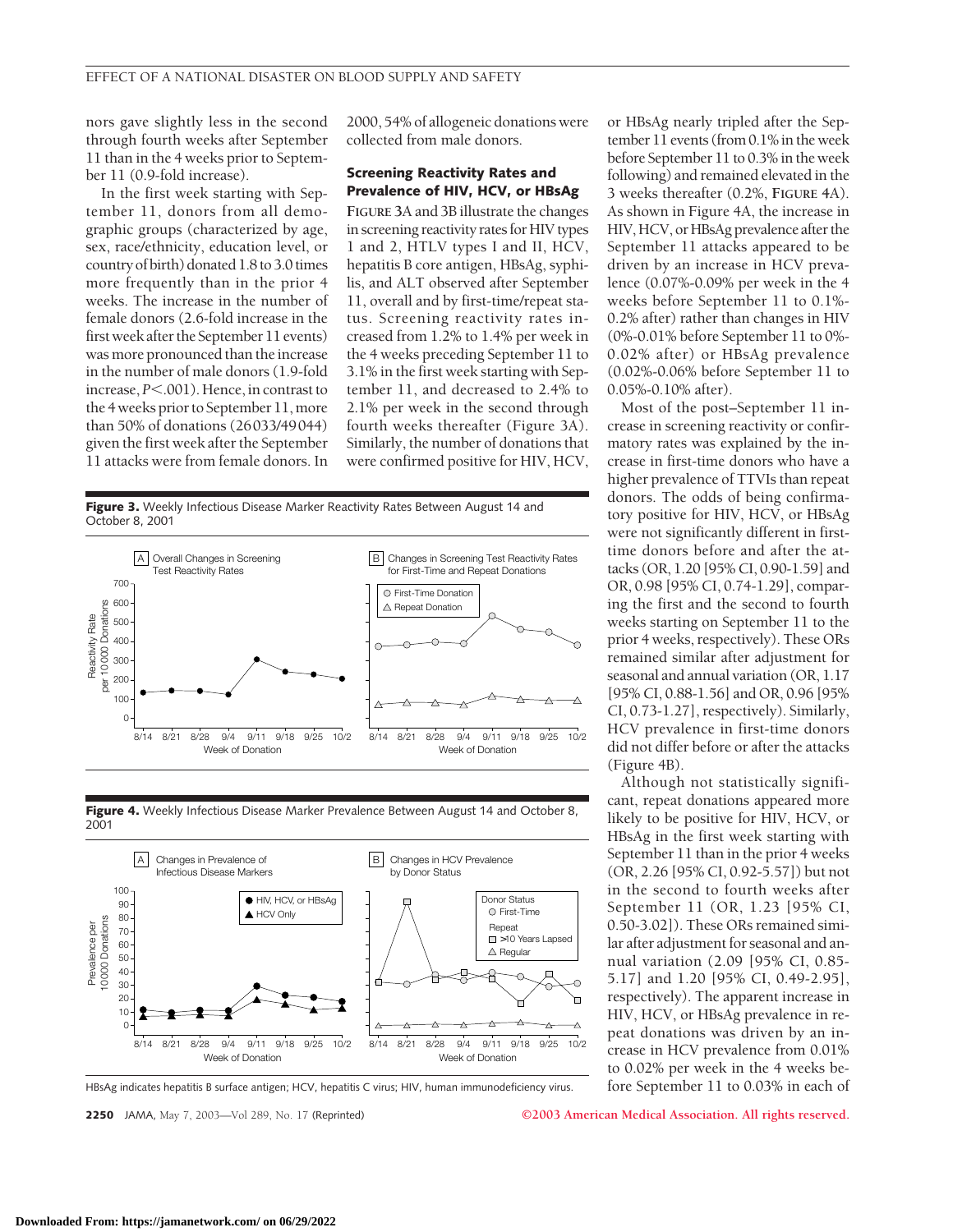nors gave slightly less in the second through fourth weeks after September 11 than in the 4 weeks prior to September 11 (0.9-fold increase).

In the first week starting with September 11, donors from all demographic groups (characterized by age, sex, race/ethnicity, education level, or country of birth) donated 1.8 to 3.0 times more frequently than in the prior 4 weeks. The increase in the number of female donors (2.6-fold increase in the first week after the September 11 events) was more pronounced than the increase in the number of male donors (1.9-fold increase, $P<.001$). Hence, in contrast to the 4 weeks prior to September 11, more than 50% of donations (26033/49044) given the first week after the September 11 attacks were from female donors. In 2000, 54% of allogeneic donations were collected from male donors.

### Screening Reactivity Rates and Prevalence of HIV, HCV, or HBsAg

**FIGURE 3**A and 3B illustrate the changes in screening reactivity rates for HIV types 1 and 2, HTLV types I and II, HCV, hepatitis B core antigen, HBsAg, syphilis, and ALT observed after September 11, overall and by first-time/repeat status. Screening reactivity rates increased from 1.2% to 1.4% per week in the 4 weeks preceding September 11 to 3.1% in the first week starting with September 11, and decreased to 2.4% to 2.1% per week in the second through fourth weeks thereafter (Figure 3A). Similarly, the number of donations that were confirmed positive for HIV, HCV, or HBsAg nearly tripled after the September 11 events (from 0.1% in the week before September 11 to 0.3% in the week following) and remained elevated in the 3 weeks thereafter (0.2%, **FIGURE 4**A). As shown in Figure 4A, the increase in HIV, HCV, or HBsAg prevalence after the September 11 attacks appeared to be driven by an increase in HCV prevalence (0.07%-0.09% per week in the 4 weeks before September 11 to 0.1%-0.2% after) rather than changes in HIV (0%-0.01% before September 11 to 0%-0.02% after) or HBsAg prevalence (0.02%-0.06% before September 11 to 0.05%-0.10% after).

**Figure 3.** Weekly Infectious Disease Marker Reactivity Rates Between August 14 and October 8, 2001

**Figure 4.** Weekly Infectious Disease Marker Prevalence Between August 14 and October 8, 2001

HBsAg indicates hepatitis B surface antigen; HCV, hepatitis C virus; HIV, human immunodeficiency virus.

Most of the post–September 11 increase in screening reactivity or confirmatory rates was explained by the increase in first-time donors who have a higher prevalence of TTVIs than repeat donors. The odds of being confirmatory positive for HIV, HCV, or HBsAg were not significantly different in first-time donors before and after the attacks (OR, 1.20 [95% CI, 0.90-1.59] and OR, 0.98 [95% CI, 0.74-1.29], comparing the first and the second to fourth weeks starting on September 11 to the prior 4 weeks, respectively). These ORs remained similar after adjustment for seasonal and annual variation (OR, 1.17 [95% CI, 0.88-1.56] and OR, 0.96 [95% CI, 0.73-1.27], respectively). Similarly, HCV prevalence in first-time donors did not differ before or after the attacks (Figure 4B).

Although not statistically significant, repeat donations appeared more likely to be positive for HIV, HCV, or HBsAg in the first week starting with September 11 than in the prior 4 weeks (OR, 2.26 [95% CI, 0.92-5.57]) but not in the second to fourth weeks after September 11 (OR, 1.23 [95% CI, 0.50-3.02]). These ORs remained similar after adjustment for seasonal and annual variation (2.09 [95% CI, 0.85-5.17] and 1.20 [95% CI, 0.49-2.95], respectively). The apparent increase in HIV, HCV, or HBsAg prevalence in repeat donations was driven by an increase in HCV prevalence from 0.01% to 0.02% per week in the 4 weeks before September 11 to 0.03% in each of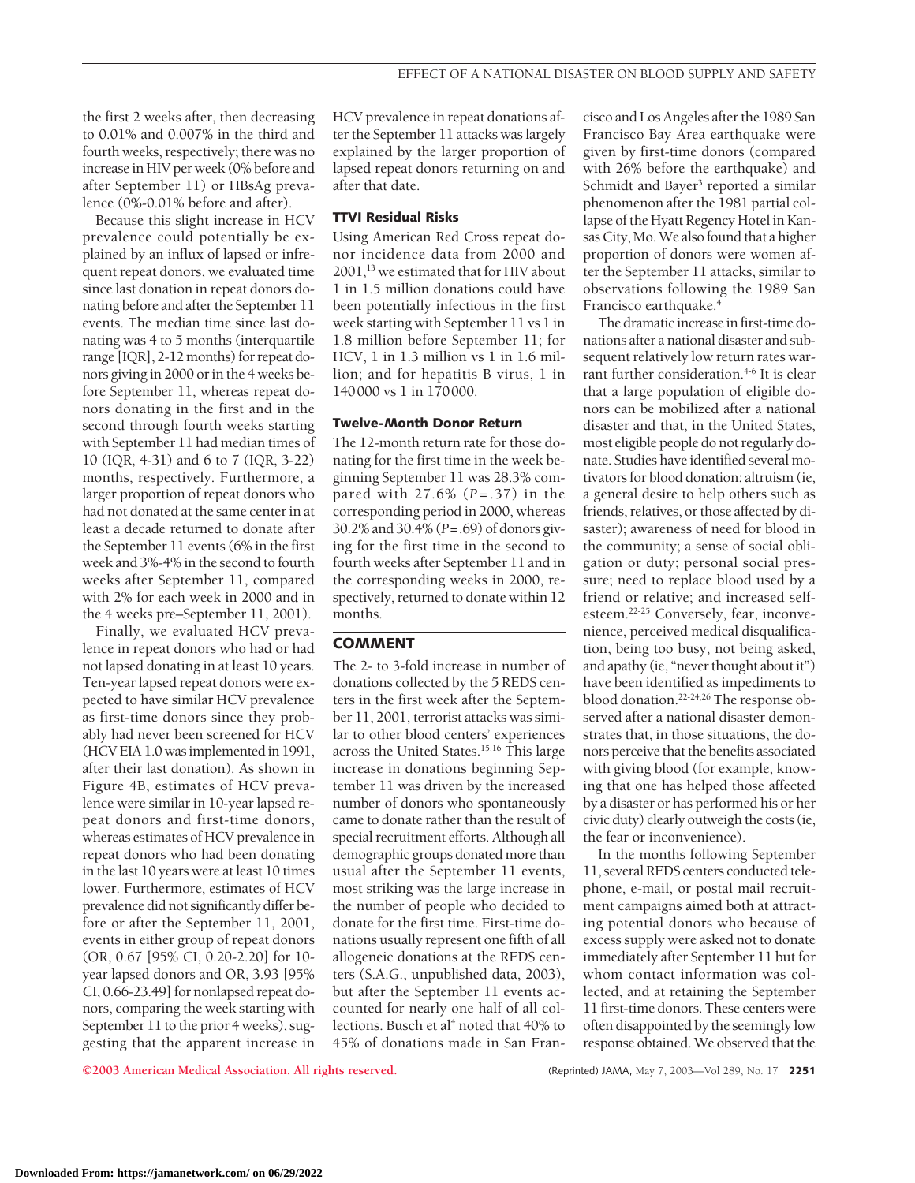the first 2 weeks after, then decreasing to 0.01% and 0.007% in the third and fourth weeks, respectively; there was no increase in HIV per week (0% before and after September 11) or HBsAg prevalence (0%-0.01% before and after).

Because this slight increase in HCV prevalence could potentially be explained by an influx of lapsed or infrequent repeat donors, we evaluated time since last donation in repeat donors donating before and after the September 11 events. The median time since last donating was 4 to 5 months (interquartile range [IQR], 2-12 months) for repeat donors giving in 2000 or in the 4 weeks before September 11, whereas repeat donors donating in the first and in the second through fourth weeks starting with September 11 had median times of 10 (IQR, 4-31) and 6 to 7 (IQR, 3-22) months, respectively. Furthermore, a larger proportion of repeat donors who had not donated at the same center in at least a decade returned to donate after the September 11 events (6% in the first week and 3%-4% in the second to fourth weeks after September 11, compared with 2% for each week in 2000 and in the 4 weeks pre–September 11, 2001).

Finally, we evaluated HCV prevalence in repeat donors who had or had not lapsed donating in at least 10 years. Ten-year lapsed repeat donors were expected to have similar HCV prevalence as first-time donors since they probably had never been screened for HCV (HCV EIA 1.0 was implemented in 1991, after their last donation). As shown in Figure 4B, estimates of HCV prevalence were similar in 10-year lapsed repeat donors and first-time donors, whereas estimates of HCV prevalence in repeat donors who had been donating in the last 10 years were at least 10 times lower. Furthermore, estimates of HCV prevalence did not significantly differ before or after the September 11, 2001, events in either group of repeat donors (OR, 0.67 [95% CI, 0.20-2.20] for 10-year lapsed donors and OR, 3.93 [95% CI, 0.66-23.49] for nonlapsed repeat donors, comparing the week starting with September 11 to the prior 4 weeks), suggesting that the apparent increase in HCV prevalence in repeat donations after the September 11 attacks was largely explained by the larger proportion of lapsed repeat donors returning on and after that date.

### TTVI Residual Risks

Using American Red Cross repeat donor incidence data from 2000 and 2001,[13] we estimated that for HIV about 1 in 1.5 million donations could have been potentially infectious in the first week starting with September 11 vs 1 in 1.8 million before September 11; for HCV, 1 in 1.3 million vs 1 in 1.6 million; and for hepatitis B virus, 1 in 140 000 vs 1 in 170 000.

### Twelve-Month Donor Return

The 12-month return rate for those donating for the first time in the week beginning September 11 was 28.3% compared with 27.6% ($P = .37$) in the corresponding period in 2000, whereas 30.2% and 30.4% ($P = .69$) of donors giving for the first time in the second to fourth weeks after September 11 and in the corresponding weeks in 2000, respectively, returned to donate within 12 months.

## COMMENT

The 2- to 3-fold increase in number of donations collected by the 5 REDS centers in the first week after the September 11, 2001, terrorist attacks was similar to other blood centers' experiences across the United States.[15,16] This large increase in donations beginning September 11 was driven by the increased number of donors who spontaneously came to donate rather than the result of special recruitment efforts. Although all demographic groups donated more than usual after the September 11 events, most striking was the large increase in the number of people who decided to donate for the first time. First-time donations usually represent one fifth of all allogeneic donations at the REDS centers (S.A.G., unpublished data, 2003), but after the September 11 events accounted for nearly one half of all collections. Busch et al[4] noted that 40% to 45% of donations made in San Francisco and Los Angeles after the 1989 San Francisco Bay Area earthquake were given by first-time donors (compared with 26% before the earthquake) and Schmidt and Bayer[3] reported a similar phenomenon after the 1981 partial collapse of the Hyatt Regency Hotel in Kansas City, Mo. We also found that a higher proportion of donors were women after the September 11 attacks, similar to observations following the 1989 San Francisco earthquake.[4]

The dramatic increase in first-time donations after a national disaster and subsequent relatively low return rates warrant further consideration.[4-6] It is clear that a large population of eligible donors can be mobilized after a national disaster and that, in the United States, most eligible people do not regularly donate. Studies have identified several motivators for blood donation: altruism (ie, a general desire to help others such as friends, relatives, or those affected by disaster); awareness of need for blood in the community; a sense of social obligation or duty; personal social pressure; need to replace blood used by a friend or relative; and increased self-esteem.[22-25] Conversely, fear, inconvenience, perceived medical disqualification, being too busy, not being asked, and apathy (ie, "never thought about it") have been identified as impediments to blood donation.[22-24,26] The response observed after a national disaster demonstrates that, in those situations, the donors perceive that the benefits associated with giving blood (for example, knowing that one has helped those affected by a disaster or has performed his or her civic duty) clearly outweigh the costs (ie, the fear or inconvenience).

In the months following September 11, several REDS centers conducted telephone, e-mail, or postal mail recruitment campaigns aimed both at attracting potential donors who because of excess supply were asked not to donate immediately after September 11 but for whom contact information was collected, and at retaining the September 11 first-time donors. These centers were often disappointed by the seemingly low response obtained. We observed that the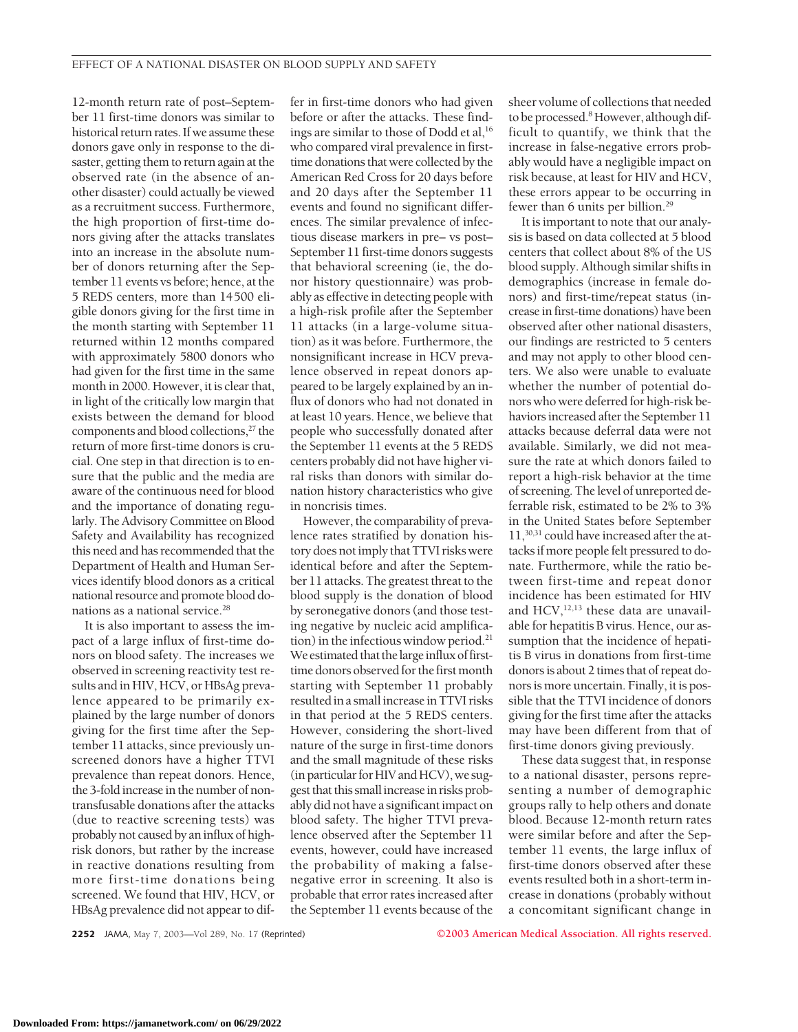12-month return rate of post–September 11 first-time donors was similar to historical return rates. If we assume these donors gave only in response to the disaster, getting them to return again at the observed rate (in the absence of another disaster) could actually be viewed as a recruitment success. Furthermore, the high proportion of first-time donors giving after the attacks translates into an increase in the absolute number of donors returning after the September 11 events vs before; hence, at the 5 REDS centers, more than 14500 eligible donors giving for the first time in the month starting with September 11 returned within 12 months compared with approximately 5800 donors who had given for the first time in the same month in 2000. However, it is clear that, in light of the critically low margin that exists between the demand for blood components and blood collections,[27] the return of more first-time donors is crucial. One step in that direction is to ensure that the public and the media are aware of the continuous need for blood and the importance of donating regularly. The Advisory Committee on Blood Safety and Availability has recognized this need and has recommended that the Department of Health and Human Services identify blood donors as a critical national resource and promote blood donations as a national service.[28]

It is also important to assess the impact of a large influx of first-time donors on blood safety. The increases we observed in screening reactivity test results and in HIV, HCV, or HBsAg prevalence appeared to be primarily explained by the large number of donors giving for the first time after the September 11 attacks, since previously unscreened donors have a higher TTVI prevalence than repeat donors. Hence, the 3-fold increase in the number of nontransfusable donations after the attacks (due to reactive screening tests) was probably not caused by an influx of high-risk donors, but rather by the increase in reactive donations resulting from more first-time donations being screened. We found that HIV, HCV, or HBsAg prevalence did not appear to differ in first-time donors who had given before or after the attacks. These findings are similar to those of Dodd et al,[16] who compared viral prevalence in first-time donations that were collected by the American Red Cross for 20 days before and 20 days after the September 11 events and found no significant differences. The similar prevalence of infectious disease markers in pre– vs post–September 11 first-time donors suggests that behavioral screening (ie, the donor history questionnaire) was probably as effective in detecting people with a high-risk profile after the September 11 attacks (in a large-volume situation) as it was before. Furthermore, the nonsignificant increase in HCV prevalence observed in repeat donors appeared to be largely explained by an influx of donors who had not donated in at least 10 years. Hence, we believe that people who successfully donated after the September 11 events at the 5 REDS centers probably did not have higher viral risks than donors with similar donation history characteristics who give in noncrisis times.

However, the comparability of prevalence rates stratified by donation history does not imply that TTVI risks were identical before and after the September 11 attacks. The greatest threat to the blood supply is the donation of blood by seronegative donors (and those testing negative by nucleic acid amplification) in the infectious window period.[21] We estimated that the large influx of first-time donors observed for the first month starting with September 11 probably resulted in a small increase in TTVI risks in that period at the 5 REDS centers. However, considering the short-lived nature of the surge in first-time donors and the small magnitude of these risks (in particular for HIV and HCV), we suggest that this small increase in risks probably did not have a significant impact on blood safety. The higher TTVI prevalence observed after the September 11 events, however, could have increased the probability of making a false-negative error in screening. It also is probable that error rates increased after the September 11 events because of the sheer volume of collections that needed to be processed.[8] However, although difficult to quantify, we think that the increase in false-negative errors probably would have a negligible impact on risk because, at least for HIV and HCV, these errors appear to be occurring in fewer than 6 units per billion.[29]

It is important to note that our analysis is based on data collected at 5 blood centers that collect about 8% of the US blood supply. Although similar shifts in demographics (increase in female donors) and first-time/repeat status (increase in first-time donations) have been observed after other national disasters, our findings are restricted to 5 centers and may not apply to other blood centers. We also were unable to evaluate whether the number of potential donors who were deferred for high-risk behaviors increased after the September 11 attacks because deferral data were not available. Similarly, we did not measure the rate at which donors failed to report a high-risk behavior at the time of screening. The level of unreported deferrable risk, estimated to be 2% to 3% in the United States before September 11,[30,31] could have increased after the attacks if more people felt pressured to donate. Furthermore, while the ratio between first-time and repeat donor incidence has been estimated for HIV and HCV,[12,13] these data are unavailable for hepatitis B virus. Hence, our assumption that the incidence of hepatitis B virus in donations from first-time donors is about 2 times that of repeat donors is more uncertain. Finally, it is possible that the TTVI incidence of donors giving for the first time after the attacks may have been different from that of first-time donors giving previously.

These data suggest that, in response to a national disaster, persons representing a number of demographic groups rally to help others and donate blood. Because 12-month return rates were similar before and after the September 11 events, the large influx of first-time donors observed after these events resulted both in a short-term increase in donations (probably without a concomitant significant change in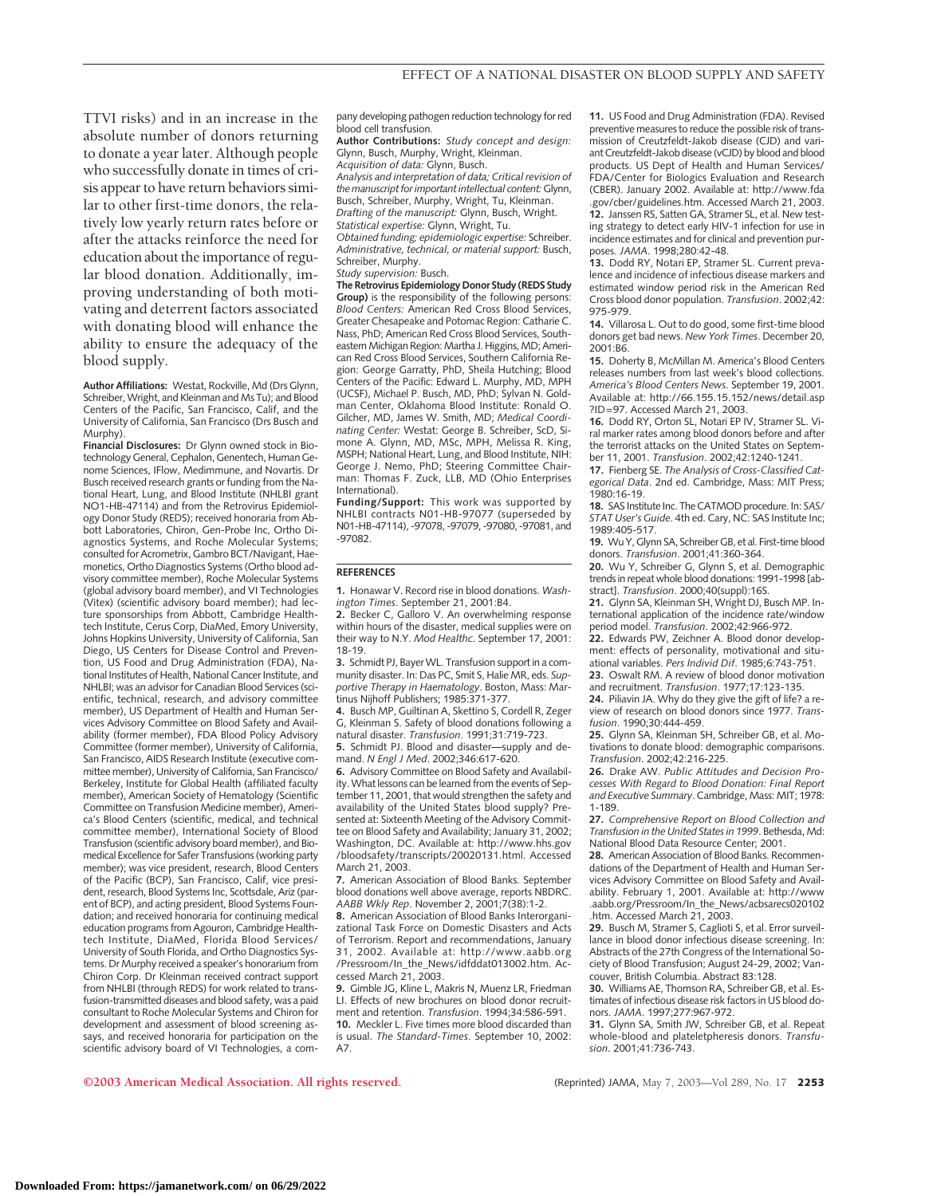TTVI risks) and in an increase in the absolute number of donors returning to donate a year later. Although people who successfully donate in times of crisis appear to have return behaviors similar to other first-time donors, the relatively low yearly return rates before or after the attacks reinforce the need for education about the importance of regular blood donation. Additionally, improving understanding of both motivating and deterrent factors associated with donating blood will enhance the ability to ensure the adequacy of the blood supply.

**Author Affiliations:** Westat, Rockville, Md (Drs Glynn, Schreiber, Wright, and Kleinman and Ms Tu); and Blood Centers of the Pacific, San Francisco, Calif, and the University of California, San Francisco (Drs Busch and Murphy).

**Financial Disclosures:** Dr Glynn owned stock in Biotechnology General, Cephalon, Genentech, Human Genome Sciences, IFlow, Medimmune, and Novartis. Dr Busch received research grants or funding from the National Heart, Lung, and Blood Institute (NHLBI grant NO1-HB-47114) and from the Retrovirus Epidemiology Donor Study (REDS); received honoraria from Abbott Laboratories, Chiron, Gen-Probe Inc, Ortho Diagnostics Systems, and Roche Molecular Systems; consulted for Acrometrix, Gambro BCT/Navigant, Haemonetics, Ortho Diagnostics Systems (Ortho blood advisory committee member), Roche Molecular Systems (global advisory board member), and VI Technologies (Vitex) (scientific advisory board member); had lecture sponsorships from Abbott, Cambridge Healthtech Institute, Cerus Corp, DiaMed, Emory University, Johns Hopkins University, University of California, San Diego, US Centers for Disease Control and Prevention, US Food and Drug Administration (FDA), National Institutes of Health, National Cancer Institute, and NHLBI; was an advisor for Canadian Blood Services (scientific, technical, research, and advisory committee member), US Department of Health and Human Services Advisory Committee on Blood Safety and Availability (former member), FDA Blood Policy Advisory Committee (former member), University of California, San Francisco, AIDS Research Institute (executive committee member), University of California, San Francisco/Berkeley, Institute for Global Health (affiliated faculty member), American Society of Hematology (Scientific Committee on Transfusion Medicine member), America's Blood Centers (scientific, medical, and technical committee member), International Society of Blood Transfusion (scientific advisory board member), and Biomedical Excellence for Safer Transfusions (working party member); was vice president, research, Blood Centers of the Pacific (BCP), San Francisco, Calif, vice president, research, Blood Systems Inc, Scottsdale, Ariz (parent of BCP), and acting president, Blood Systems Foundation; and received honoraria for continuing medical education programs from Agouron, Cambridge Healthtech Institute, DiaMed, Florida Blood Services/University of South Florida, and Ortho Diagnostics Systems. Dr Murphy received a speaker's honorarium from Chiron Corp. Dr Kleinman received contract support from NHLBI (through REDS) for work related to transfusion-transmitted diseases and blood safety, was a paid consultant to Roche Molecular Systems and Chiron for development and assessment of blood screening assays, and received honoraria for participation on the scientific advisory board of VI Technologies, a company developing pathogen reduction technology for red blood cell transfusion.

**Author Contributions:** *Study concept and design:* Glynn, Busch, Murphy, Wright, Kleinman.
*Acquisition of data:* Glynn, Busch.
*Analysis and interpretation of data; Critical revision of the manuscript for important intellectual content:* Glynn, Busch, Schreiber, Murphy, Wright, Tu, Kleinman.
*Drafting of the manuscript:* Glynn, Busch, Wright.
*Statistical expertise:* Glynn, Wright, Tu.
*Obtained funding; epidemiologic expertise:* Schreiber.
*Administrative, technical, or material support:* Busch, Schreiber, Murphy.
*Study supervision:* Busch.

**The Retrovirus Epidemiology Donor Study (REDS Study Group)** is the responsibility of the following persons: *Blood Centers:* American Red Cross Blood Services, Greater Chesapeake and Potomac Region: Catharie C. Nass, PhD; American Red Cross Blood Services, Southeastern Michigan Region: Martha J. Higgins, MD; American Red Cross Blood Services, Southern California Region: George Garratty, PhD, Sheila Hutching; Blood Centers of the Pacific: Edward L. Murphy, MD, MPH (UCSF), Michael P. Busch, MD, PhD; Sylvan N. Goldman Center, Oklahoma Blood Institute: Ronald O. Gilcher, MD, James W. Smith, MD; *Medical Coordinating Center:* Westat: George B. Schreiber, ScD, Simone A. Glynn, MD, MSc, MPH, Melissa R. King, MSPH; National Heart, Lung, and Blood Institute, NIH: George J. Nemo, PhD; Steering Committee Chairman: Thomas F. Zuck, LLB, MD (Ohio Enterprises International).

**Funding/Support:** This work was supported by NHLBI contracts N01-HB-97077 (superseded by N01-HB-47114), -97078, -97079, -97080, -97081, and -97082.

## REFERENCES

1. Honawar V. Record rise in blood donations. *Washington Times*. September 21, 2001:B4.
2. Becker C, Galloro V. An overwhelming response within hours of the disaster, medical supplies were on their way to N.Y. *Mod Healthc*. September 17, 2001:18-19.
3. Schmidt PJ, Bayer WL. Transfusion support in a community disaster. In: Das PC, Smit S, Halie MR, eds. *Supportive Therapy in Haematology*. Boston, Mass: Martinus Nijhoff Publishers; 1985:371-377.
4. Busch MP, Guiltinan A, Skettino S, Cordell R, Zeger G, Kleinman S. Safety of blood donations following a natural disaster. *Transfusion*. 1991;31:719-723.
5. Schmidt PJ. Blood and disaster—supply and demand. *N Engl J Med*. 2002;346:617-620.
6. Advisory Committee on Blood Safety and Availability. What lessons can be learned from the events of September 11, 2001, that would strengthen the safety and availability of the United States blood supply? Presented at: Sixteenth Meeting of the Advisory Committee on Blood Safety and Availability; January 31, 2002; Washington, DC. Available at: http://www.hhs.gov/bloodsafety/transcripts/20020131.html. Accessed March 21, 2003.
7. American Association of Blood Banks. September blood donations well above average, reports NBDRC. *AABB Wkly Rep*. November 2, 2001;7(38):1-2.
8. American Association of Blood Banks Interorganizational Task Force on Domestic Disasters and Acts of Terrorism. Report and recommendations, January 31, 2002. Available at: http://www.aabb.org/Pressroom/In_the_News/idfddat013002.htm. Accessed March 21, 2003.
9. Gimble JG, Kline L, Makris N, Muenz LR, Friedman LI. Effects of new brochures on blood donor recruitment and retention. *Transfusion*. 1994;34:586-591.
10. Meckler L. Five times more blood discarded than is usual. *The Standard-Times*. September 10, 2002:A7.
11. US Food and Drug Administration (FDA). Revised preventive measures to reduce the possible risk of transmission of Creutzfeldt-Jakob disease (CJD) and variant Creutzfeldt-Jakob disease (vCJD) by blood and blood products. US Dept of Health and Human Services/FDA/Center for Biologics Evaluation and Research (CBER). January 2002. Available at: http://www.fda.gov/cber/guidelines.htm. Accessed March 21, 2003.
12. Janssen RS, Satten GA, Stramer SL, et al. New testing strategy to detect early HIV-1 infection for use in incidence estimates and for clinical and prevention purposes. *JAMA*. 1998;280:42-48.
13. Dodd RY, Notari EP, Stramer SL. Current prevalence and incidence of infectious disease markers and estimated window period risk in the American Red Cross blood donor population. *Transfusion*. 2002;42:975-979.
14. Villarosa L. Out to do good, some first-time blood donors get bad news. *New York Times*. December 20, 2001:B6.
15. Doherty B, McMillan M. America's Blood Centers releases numbers from last week's blood collections. *America's Blood Centers News*. September 19, 2001. Available at: http://66.155.15.152/news/detail.asp?ID=97. Accessed March 21, 2003.
16. Dodd RY, Orton SL, Notari EP IV, Stramer SL. Viral marker rates among blood donors before and after the terrorist attacks on the United States on September 11, 2001. *Transfusion*. 2002;42:1240-1241.
17. Fienberg SE. *The Analysis of Cross-Classified Categorical Data*. 2nd ed. Cambridge, Mass: MIT Press; 1980:16-19.
18. SAS Institute Inc. The CATMOD procedure. In: *SAS/STAT User's Guide*. 4th ed. Cary, NC: SAS Institute Inc; 1989:405-517.
19. Wu Y, Glynn SA, Schreiber GB, et al. First-time blood donors. *Transfusion*. 2001;41:360-364.
20. Wu Y, Schreiber G, Glynn S, et al. Demographic trends in repeat whole blood donations: 1991-1998 [abstract]. *Transfusion*. 2000;40(suppl):16S.
21. Glynn SA, Kleinman SH, Wright DJ, Busch MP. International application of the incidence rate/window period model. *Transfusion*. 2002;42:966-972.
22. Edwards PW, Zeichner A. Blood donor development: effects of personality, motivational and situational variables. *Pers Individ Dif*. 1985;6:743-751.
23. Oswalt RM. A review of blood donor motivation and recruitment. *Transfusion*. 1977;17:123-135.
24. Piliavin JA. Why do they give the gift of life? a review of research on blood donors since 1977. *Transfusion*. 1990;30:444-459.
25. Glynn SA, Kleinman SH, Schreiber GB, et al. Motivations to donate blood: demographic comparisons. *Transfusion*. 2002;42:216-225.
26. Drake AW. *Public Attitudes and Decision Processes With Regard to Blood Donation: Final Report and Executive Summary*. Cambridge, Mass: MIT; 1978:1-189.
27. *Comprehensive Report on Blood Collection and Transfusion in the United States in 1999*. Bethesda, Md: National Blood Data Resource Center; 2001.
28. American Association of Blood Banks. Recommendations of the Department of Health and Human Services Advisory Committee on Blood Safety and Availability. February 1, 2001. Available at: http://www.aabb.org/Pressroom/In_the_News/acbsarecs020102.htm. Accessed March 21, 2003.
29. Busch M, Stramer S, Caglioti S, et al. Error surveillance in blood donor infectious disease screening. In: Abstracts of the 27th Congress of the International Society of Blood Transfusion; August 24-29, 2002; Vancouver, British Columbia. Abstract 83:128.
30. Williams AE, Thomson RA, Schreiber GB, et al. Estimates of infectious disease risk factors in US blood donors. *JAMA*. 1997;277:967-972.
31. Glynn SA, Smith JW, Schreiber GB, et al. Repeat whole-blood and plateletpheresis donors. *Transfusion*. 2001;41:736-743.